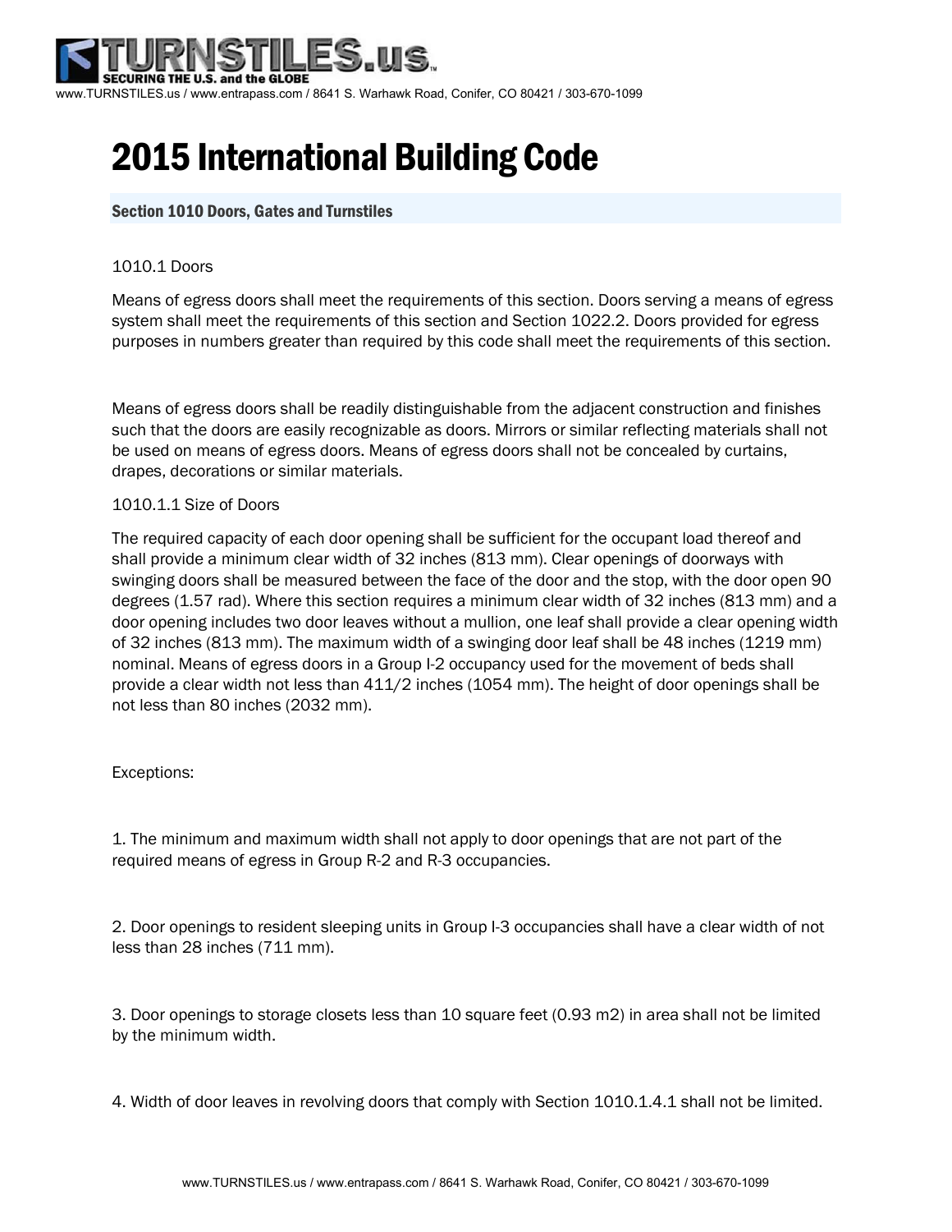# 2015 International Building Code

## Section 1010 Doors, Gates and Turnstiles

1010.1 Doors

Means of egress doors shall meet the requirements of this section. Doors serving a means of egress system shall meet the requirements of this section and Section 1022.2. Doors provided for egress purposes in numbers greater than required by this code shall meet the requirements of this section.

Means of egress doors shall be readily distinguishable from the adjacent construction and finishes such that the doors are easily recognizable as doors. Mirrors or similar reflecting materials shall not be used on means of egress doors. Means of egress doors shall not be concealed by curtains, drapes, decorations or similar materials.

1010.1.1 Size of Doors

The required capacity of each door opening shall be sufficient for the occupant load thereof and shall provide a minimum clear width of 32 inches (813 mm). Clear openings of doorways with swinging doors shall be measured between the face of the door and the stop, with the door open 90 degrees (1.57 rad). Where this section requires a minimum clear width of 32 inches (813 mm) and a door opening includes two door leaves without a mullion, one leaf shall provide a clear opening width of 32 inches (813 mm). The maximum width of a swinging door leaf shall be 48 inches (1219 mm) nominal. Means of egress doors in a Group I-2 occupancy used for the movement of beds shall provide a clear width not less than 411/2 inches (1054 mm). The height of door openings shall be not less than 80 inches (2032 mm).

Exceptions:

1. The minimum and maximum width shall not apply to door openings that are not part of the required means of egress in Group R-2 and R-3 occupancies.

2. Door openings to resident sleeping units in Group I-3 occupancies shall have a clear width of not less than 28 inches (711 mm).

3. Door openings to storage closets less than 10 square feet (0.93 m2) in area shall not be limited by the minimum width.

4. Width of door leaves in revolving doors that comply with Section 1010.1.4.1 shall not be limited.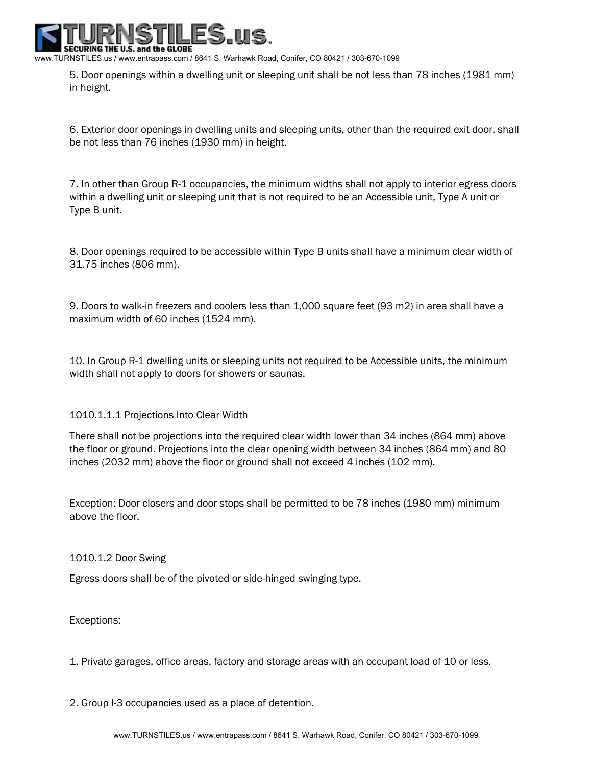5. Door openings within a dwelling unit or sleeping unit shall be not less than 78 inches (1981 mm) in height.

6. Exterior door openings in dwelling units and sleeping units, other than the required exit door, shall be not less than 76 inches (1930 mm) in height.

7. In other than Group R-1 occupancies, the minimum widths shall not apply to interior egress doors within a dwelling unit or sleeping unit that is not required to be an Accessible unit, Type A unit or Type B unit.

8. Door openings required to be accessible within Type B units shall have a minimum clear width of 31.75 inches (806 mm).

9. Doors to walk-in freezers and coolers less than 1,000 square feet (93 m2) in area shall have a maximum width of 60 inches (1524 mm).

10. In Group R-1 dwelling units or sleeping units not required to be Accessible units, the minimum width shall not apply to doors for showers or saunas.

1010.1.1.1 Projections Into Clear Width

There shall not be projections into the required clear width lower than 34 inches (864 mm) above the floor or ground. Projections into the clear opening width between 34 inches (864 mm) and 80 inches (2032 mm) above the floor or ground shall not exceed 4 inches (102 mm).

Exception: Door closers and door stops shall be permitted to be 78 inches (1980 mm) minimum above the floor.

1010.1.2 Door Swing

Egress doors shall be of the pivoted or side-hinged swinging type.

Exceptions:

1. Private garages, office areas, factory and storage areas with an occupant load of 10 or less.

2. Group I-3 occupancies used as a place of detention.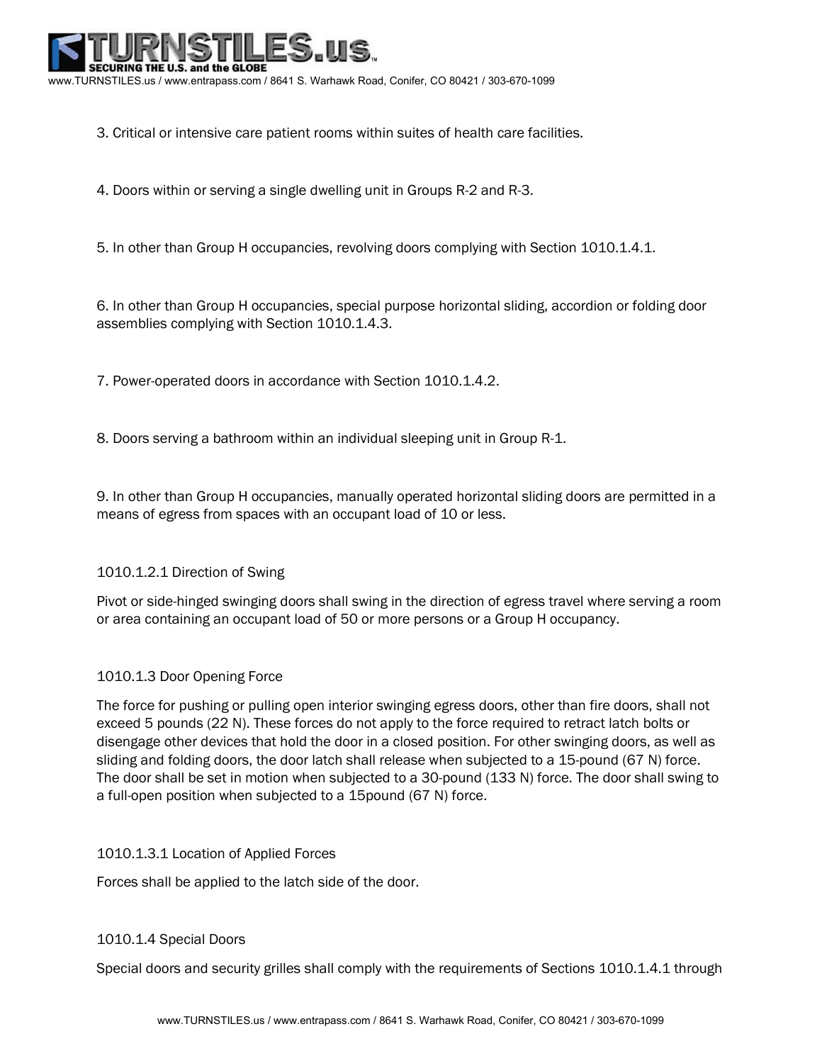3. Critical or intensive care patient rooms within suites of health care facilities.

4. Doors within or serving a single dwelling unit in Groups R-2 and R-3.

5. In other than Group H occupancies, revolving doors complying with Section 1010.1.4.1.

6. In other than Group H occupancies, special purpose horizontal sliding, accordion or folding door assemblies complying with Section 1010.1.4.3.

7. Power-operated doors in accordance with Section 1010.1.4.2.

8. Doors serving a bathroom within an individual sleeping unit in Group R-1.

9. In other than Group H occupancies, manually operated horizontal sliding doors are permitted in a means of egress from spaces with an occupant load of 10 or less.

### 1010.1.2.1 Direction of Swing

Pivot or side-hinged swinging doors shall swing in the direction of egress travel where serving a room or area containing an occupant load of 50 or more persons or a Group H occupancy.

### 1010.1.3 Door Opening Force

The force for pushing or pulling open interior swinging egress doors, other than fire doors, shall not exceed 5 pounds (22 N). These forces do not apply to the force required to retract latch bolts or disengage other devices that hold the door in a closed position. For other swinging doors, as well as sliding and folding doors, the door latch shall release when subjected to a 15-pound (67 N) force. The door shall be set in motion when subjected to a 30-pound (133 N) force. The door shall swing to a full-open position when subjected to a 15pound (67 N) force.

### 1010.1.3.1 Location of Applied Forces

Forces shall be applied to the latch side of the door.

### 1010.1.4 Special Doors

Special doors and security grilles shall comply with the requirements of Sections 1010.1.4.1 through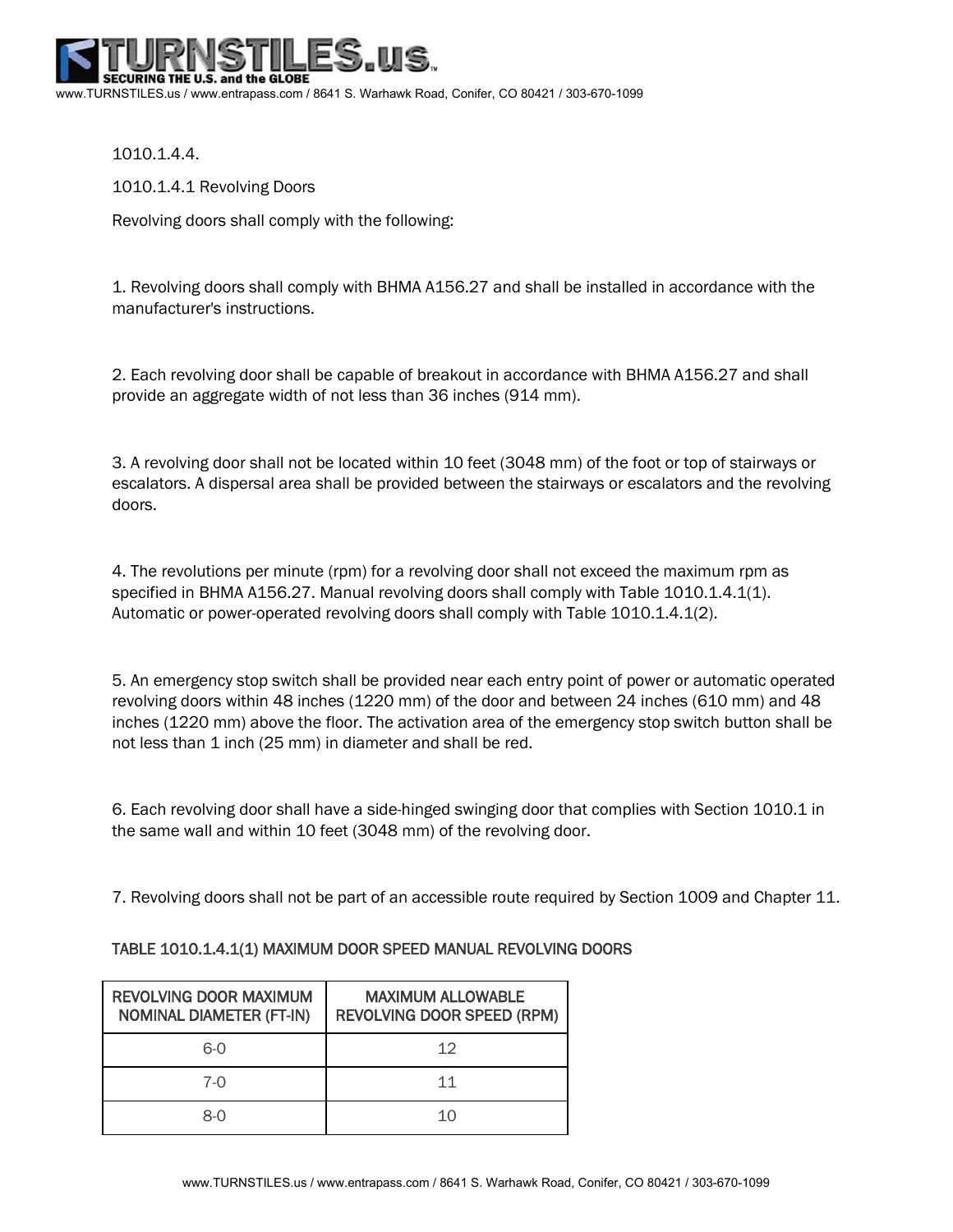1010.1.4.4.

1010.1.4.1 Revolving Doors

Revolving doors shall comply with the following:

1. Revolving doors shall comply with BHMA A156.27 and shall be installed in accordance with the manufacturer's instructions.

2. Each revolving door shall be capable of breakout in accordance with BHMA A156.27 and shall provide an aggregate width of not less than 36 inches (914 mm).

3. A revolving door shall not be located within 10 feet (3048 mm) of the foot or top of stairways or escalators. A dispersal area shall be provided between the stairways or escalators and the revolving doors.

4. The revolutions per minute (rpm) for a revolving door shall not exceed the maximum rpm as specified in BHMA A156.27. Manual revolving doors shall comply with Table 1010.1.4.1(1). Automatic or power-operated revolving doors shall comply with Table 1010.1.4.1(2).

5. An emergency stop switch shall be provided near each entry point of power or automatic operated revolving doors within 48 inches (1220 mm) of the door and between 24 inches (610 mm) and 48 inches (1220 mm) above the floor. The activation area of the emergency stop switch button shall be not less than 1 inch (25 mm) in diameter and shall be red.

6. Each revolving door shall have a side-hinged swinging door that complies with Section 1010.1 in the same wall and within 10 feet (3048 mm) of the revolving door.

7. Revolving doors shall not be part of an accessible route required by Section 1009 and Chapter 11.

TABLE 1010.1.4.1(1) MAXIMUM DOOR SPEED MANUAL REVOLVING DOORS

| REVOLVING DOOR MAXIMUM NOMINAL DIAMETER (FT-IN) | MAXIMUM ALLOWABLE REVOLVING DOOR SPEED (RPM) |
| --- | --- |
| 6-0 | 12 |
| 7-0 | 11 |
| 8-0 | 10 |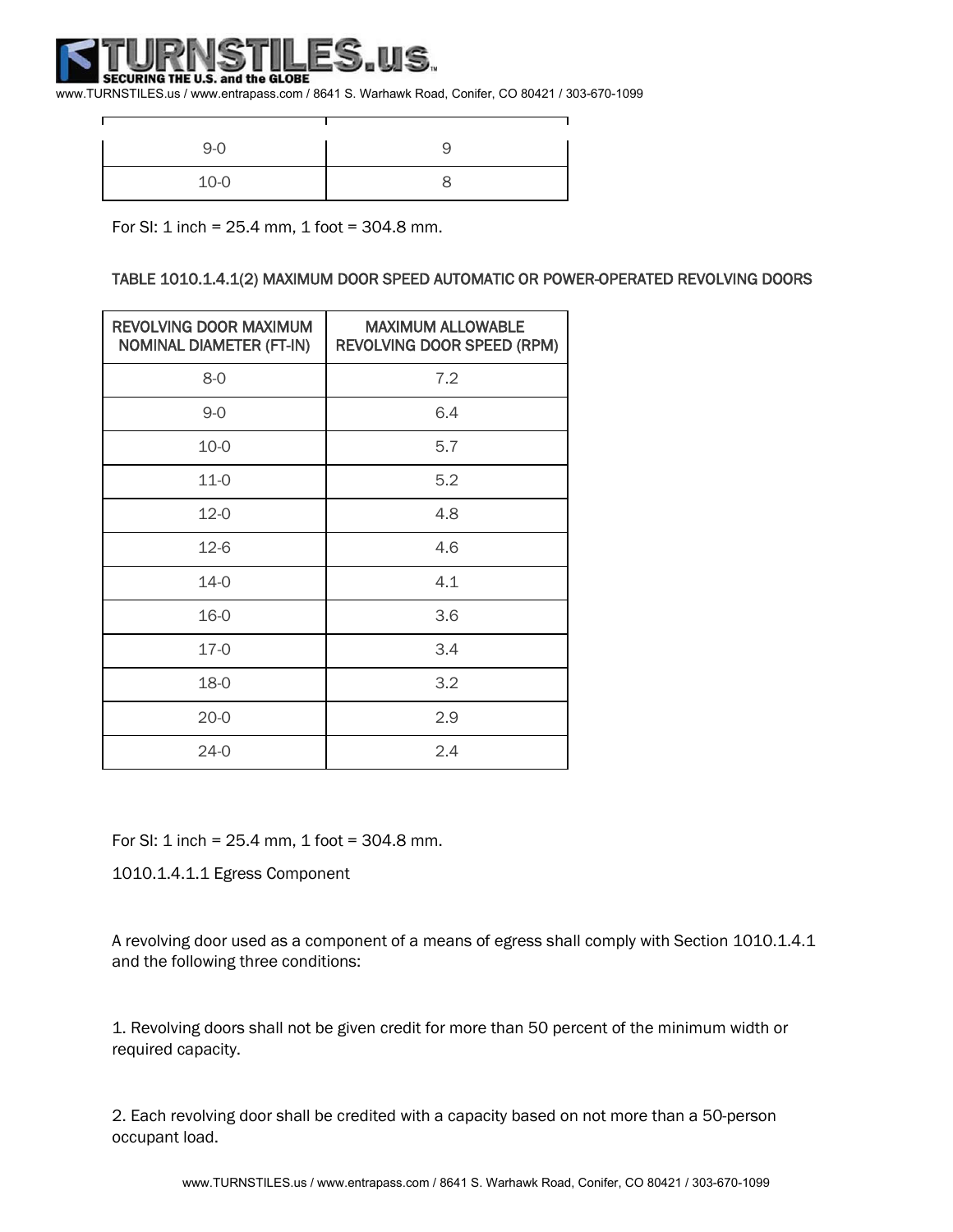| | |
|---|---|
| 9-0 | 9 |
| 10-0 | 8 |

For SI: 1 inch = 25.4 mm, 1 foot = 304.8 mm.

TABLE 1010.1.4.1(2) MAXIMUM DOOR SPEED AUTOMATIC OR POWER-OPERATED REVOLVING DOORS

| REVOLVING DOOR MAXIMUM NOMINAL DIAMETER (FT-IN) | MAXIMUM ALLOWABLE REVOLVING DOOR SPEED (RPM) |
|---|---|
| 8-0 | 7.2 |
| 9-0 | 6.4 |
| 10-0 | 5.7 |
| 11-0 | 5.2 |
| 12-0 | 4.8 |
| 12-6 | 4.6 |
| 14-0 | 4.1 |
| 16-0 | 3.6 |
| 17-0 | 3.4 |
| 18-0 | 3.2 |
| 20-0 | 2.9 |
| 24-0 | 2.4 |

For SI: 1 inch = 25.4 mm, 1 foot = 304.8 mm.

1010.1.4.1.1 Egress Component

A revolving door used as a component of a means of egress shall comply with Section 1010.1.4.1 and the following three conditions:

1. Revolving doors shall not be given credit for more than 50 percent of the minimum width or required capacity.

2. Each revolving door shall be credited with a capacity based on not more than a 50-person occupant load.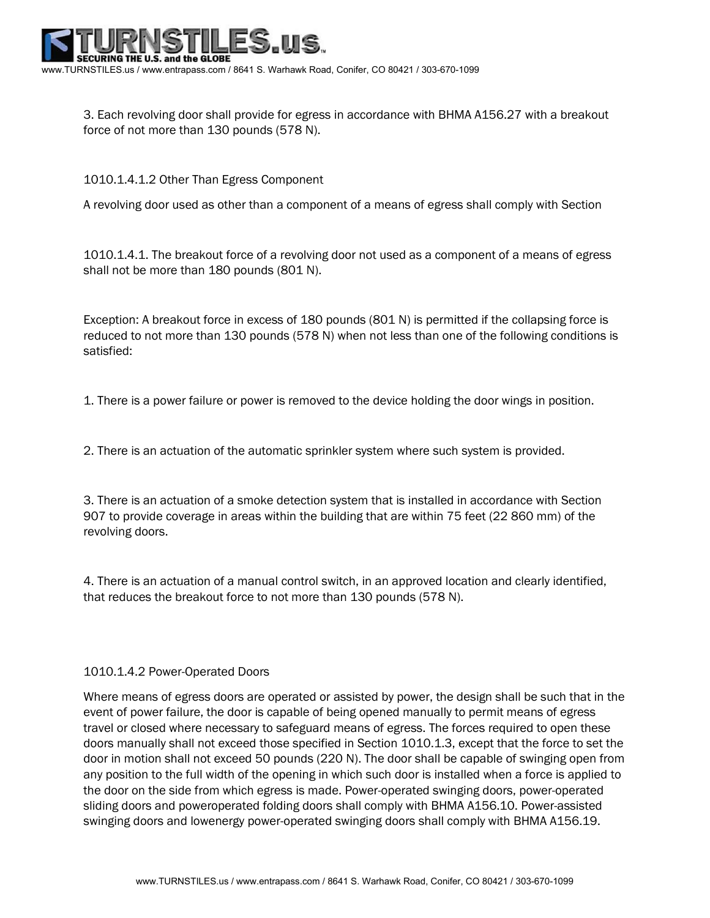3. Each revolving door shall provide for egress in accordance with BHMA A156.27 with a breakout force of not more than 130 pounds (578 N).

1010.1.4.1.2 Other Than Egress Component

A revolving door used as other than a component of a means of egress shall comply with Section

1010.1.4.1. The breakout force of a revolving door not used as a component of a means of egress shall not be more than 180 pounds (801 N).

Exception: A breakout force in excess of 180 pounds (801 N) is permitted if the collapsing force is reduced to not more than 130 pounds (578 N) when not less than one of the following conditions is satisfied:

1. There is a power failure or power is removed to the device holding the door wings in position.

2. There is an actuation of the automatic sprinkler system where such system is provided.

3. There is an actuation of a smoke detection system that is installed in accordance with Section 907 to provide coverage in areas within the building that are within 75 feet (22 860 mm) of the revolving doors.

4. There is an actuation of a manual control switch, in an approved location and clearly identified, that reduces the breakout force to not more than 130 pounds (578 N).

1010.1.4.2 Power-Operated Doors

Where means of egress doors are operated or assisted by power, the design shall be such that in the event of power failure, the door is capable of being opened manually to permit means of egress travel or closed where necessary to safeguard means of egress. The forces required to open these doors manually shall not exceed those specified in Section 1010.1.3, except that the force to set the door in motion shall not exceed 50 pounds (220 N). The door shall be capable of swinging open from any position to the full width of the opening in which such door is installed when a force is applied to the door on the side from which egress is made. Power-operated swinging doors, power-operated sliding doors and poweroperated folding doors shall comply with BHMA A156.10. Power-assisted swinging doors and lowenergy power-operated swinging doors shall comply with BHMA A156.19.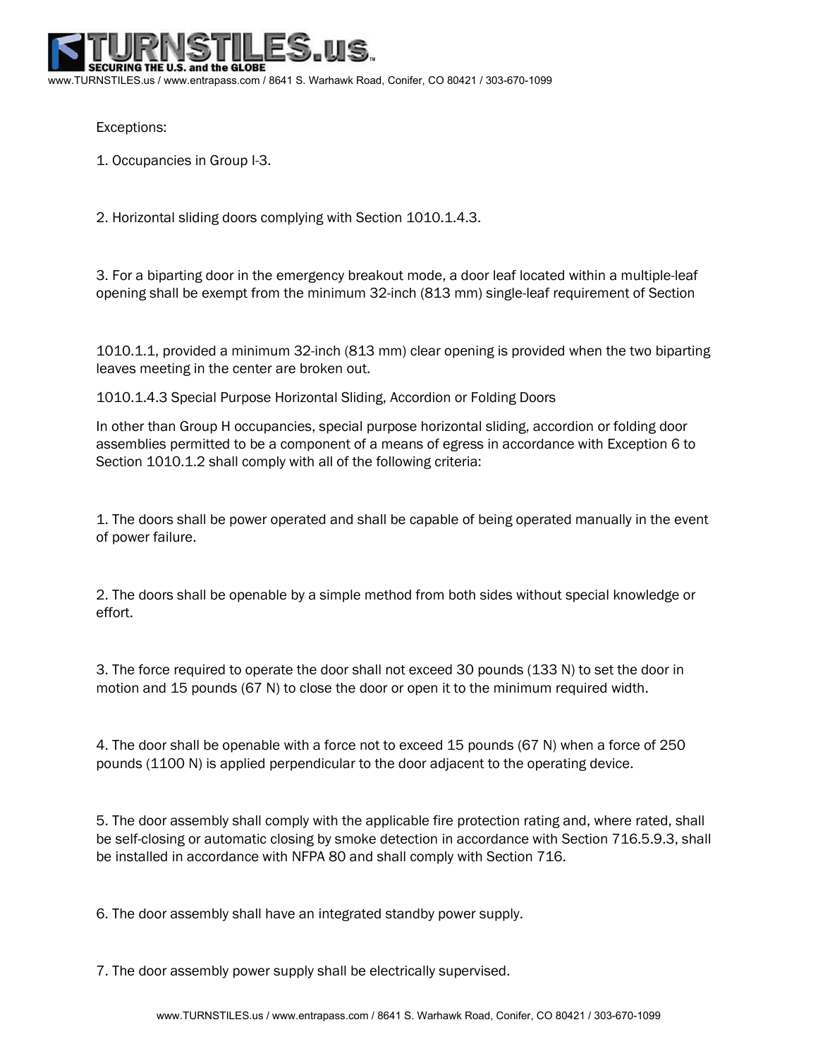Exceptions:

1. Occupancies in Group I-3.

2. Horizontal sliding doors complying with Section 1010.1.4.3.

3. For a biparting door in the emergency breakout mode, a door leaf located within a multiple-leaf opening shall be exempt from the minimum 32-inch (813 mm) single-leaf requirement of Section 1010.1.1, provided a minimum 32-inch (813 mm) clear opening is provided when the two biparting leaves meeting in the center are broken out.

1010.1.4.3 Special Purpose Horizontal Sliding, Accordion or Folding Doors

In other than Group H occupancies, special purpose horizontal sliding, accordion or folding door assemblies permitted to be a component of a means of egress in accordance with Exception 6 to Section 1010.1.2 shall comply with all of the following criteria:

1. The doors shall be power operated and shall be capable of being operated manually in the event of power failure.

2. The doors shall be openable by a simple method from both sides without special knowledge or effort.

3. The force required to operate the door shall not exceed 30 pounds (133 N) to set the door in motion and 15 pounds (67 N) to close the door or open it to the minimum required width.

4. The door shall be openable with a force not to exceed 15 pounds (67 N) when a force of 250 pounds (1100 N) is applied perpendicular to the door adjacent to the operating device.

5. The door assembly shall comply with the applicable fire protection rating and, where rated, shall be self-closing or automatic closing by smoke detection in accordance with Section 716.5.9.3, shall be installed in accordance with NFPA 80 and shall comply with Section 716.

6. The door assembly shall have an integrated standby power supply.

7. The door assembly power supply shall be electrically supervised.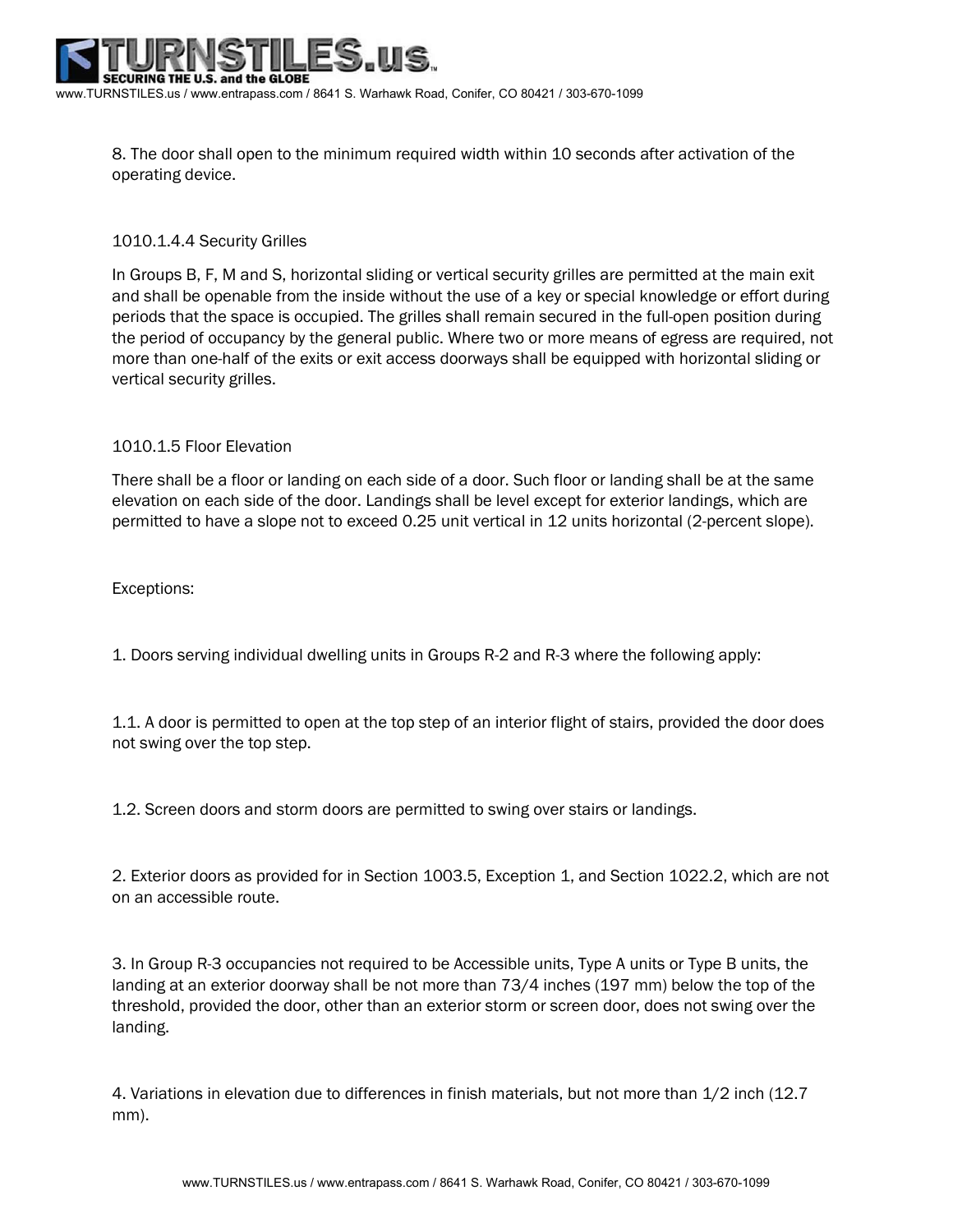8. The door shall open to the minimum required width within 10 seconds after activation of the operating device.

### 1010.1.4.4 Security Grilles

In Groups B, F, M and S, horizontal sliding or vertical security grilles are permitted at the main exit and shall be openable from the inside without the use of a key or special knowledge or effort during periods that the space is occupied. The grilles shall remain secured in the full-open position during the period of occupancy by the general public. Where two or more means of egress are required, not more than one-half of the exits or exit access doorways shall be equipped with horizontal sliding or vertical security grilles.

### 1010.1.5 Floor Elevation

There shall be a floor or landing on each side of a door. Such floor or landing shall be at the same elevation on each side of the door. Landings shall be level except for exterior landings, which are permitted to have a slope not to exceed 0.25 unit vertical in 12 units horizontal (2-percent slope).

Exceptions:

1. Doors serving individual dwelling units in Groups R-2 and R-3 where the following apply:

1.1. A door is permitted to open at the top step of an interior flight of stairs, provided the door does not swing over the top step.

1.2. Screen doors and storm doors are permitted to swing over stairs or landings.

2. Exterior doors as provided for in Section 1003.5, Exception 1, and Section 1022.2, which are not on an accessible route.

3. In Group R-3 occupancies not required to be Accessible units, Type A units or Type B units, the landing at an exterior doorway shall be not more than 73/4 inches (197 mm) below the top of the threshold, provided the door, other than an exterior storm or screen door, does not swing over the landing.

4. Variations in elevation due to differences in finish materials, but not more than 1/2 inch (12.7 mm).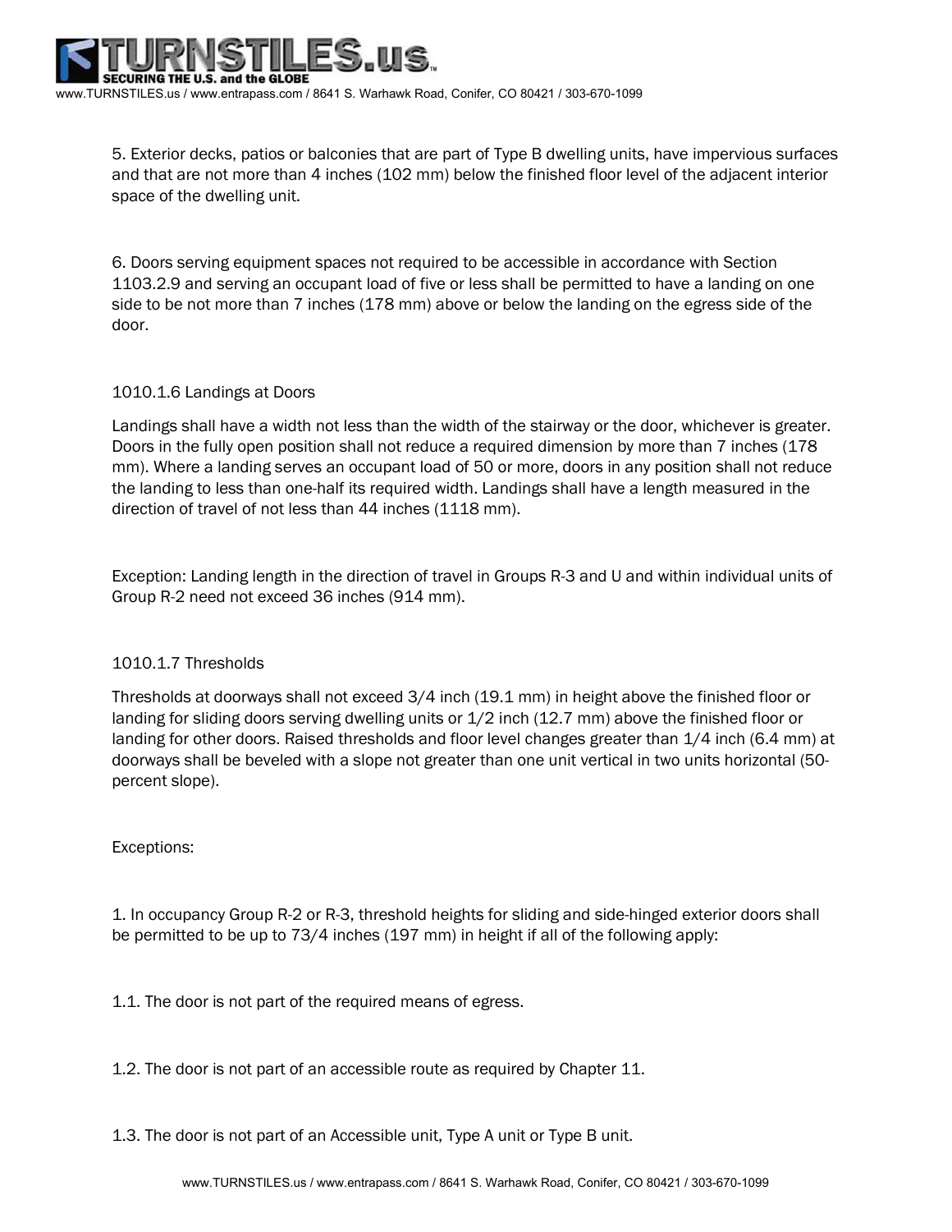5. Exterior decks, patios or balconies that are part of Type B dwelling units, have impervious surfaces and that are not more than 4 inches (102 mm) below the finished floor level of the adjacent interior space of the dwelling unit.

6. Doors serving equipment spaces not required to be accessible in accordance with Section 1103.2.9 and serving an occupant load of five or less shall be permitted to have a landing on one side to be not more than 7 inches (178 mm) above or below the landing on the egress side of the door.

### 1010.1.6 Landings at Doors

Landings shall have a width not less than the width of the stairway or the door, whichever is greater. Doors in the fully open position shall not reduce a required dimension by more than 7 inches (178 mm). Where a landing serves an occupant load of 50 or more, doors in any position shall not reduce the landing to less than one-half its required width. Landings shall have a length measured in the direction of travel of not less than 44 inches (1118 mm).

Exception: Landing length in the direction of travel in Groups R-3 and U and within individual units of Group R-2 need not exceed 36 inches (914 mm).

### 1010.1.7 Thresholds

Thresholds at doorways shall not exceed 3/4 inch (19.1 mm) in height above the finished floor or landing for sliding doors serving dwelling units or 1/2 inch (12.7 mm) above the finished floor or landing for other doors. Raised thresholds and floor level changes greater than 1/4 inch (6.4 mm) at doorways shall be beveled with a slope not greater than one unit vertical in two units horizontal (50-percent slope).

Exceptions:

1. In occupancy Group R-2 or R-3, threshold heights for sliding and side-hinged exterior doors shall be permitted to be up to 73/4 inches (197 mm) in height if all of the following apply:

1.1. The door is not part of the required means of egress.

1.2. The door is not part of an accessible route as required by Chapter 11.

1.3. The door is not part of an Accessible unit, Type A unit or Type B unit.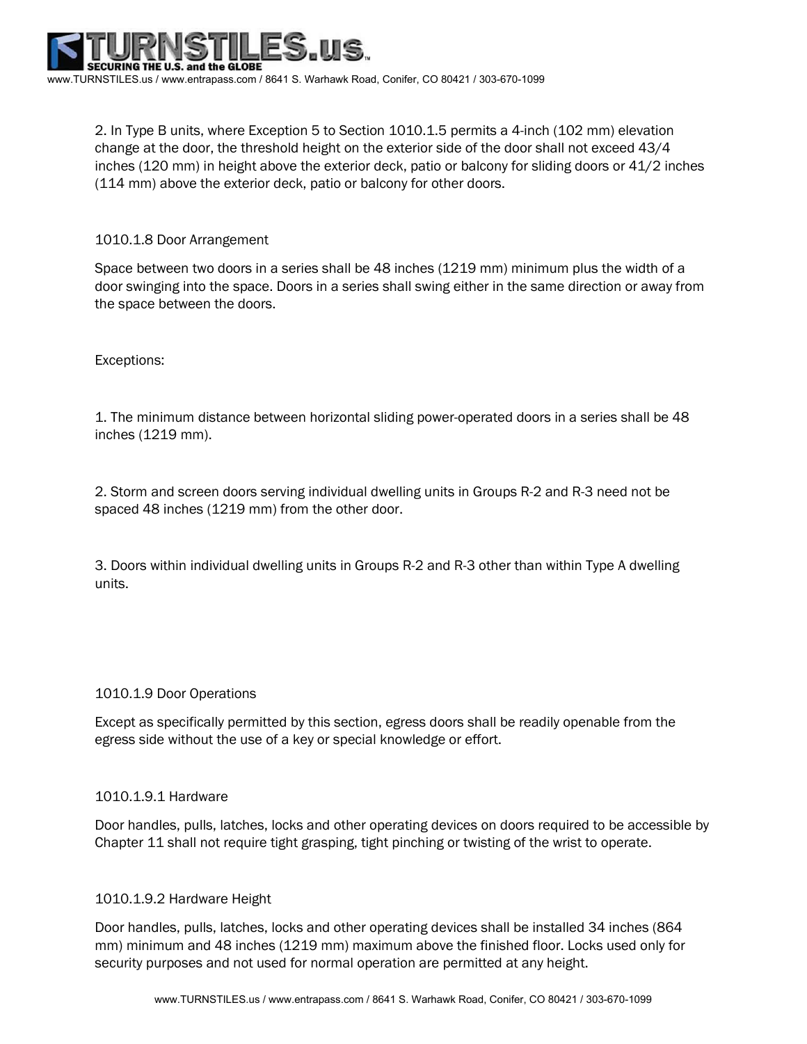2. In Type B units, where Exception 5 to Section 1010.1.5 permits a 4-inch (102 mm) elevation change at the door, the threshold height on the exterior side of the door shall not exceed 43/4 inches (120 mm) in height above the exterior deck, patio or balcony for sliding doors or 41/2 inches (114 mm) above the exterior deck, patio or balcony for other doors.

### 1010.1.8 Door Arrangement

Space between two doors in a series shall be 48 inches (1219 mm) minimum plus the width of a door swinging into the space. Doors in a series shall swing either in the same direction or away from the space between the doors.

Exceptions:

1. The minimum distance between horizontal sliding power-operated doors in a series shall be 48 inches (1219 mm).

2. Storm and screen doors serving individual dwelling units in Groups R-2 and R-3 need not be spaced 48 inches (1219 mm) from the other door.

3. Doors within individual dwelling units in Groups R-2 and R-3 other than within Type A dwelling units.

### 1010.1.9 Door Operations

Except as specifically permitted by this section, egress doors shall be readily openable from the egress side without the use of a key or special knowledge or effort.

### 1010.1.9.1 Hardware

Door handles, pulls, latches, locks and other operating devices on doors required to be accessible by Chapter 11 shall not require tight grasping, tight pinching or twisting of the wrist to operate.

### 1010.1.9.2 Hardware Height

Door handles, pulls, latches, locks and other operating devices shall be installed 34 inches (864 mm) minimum and 48 inches (1219 mm) maximum above the finished floor. Locks used only for security purposes and not used for normal operation are permitted at any height.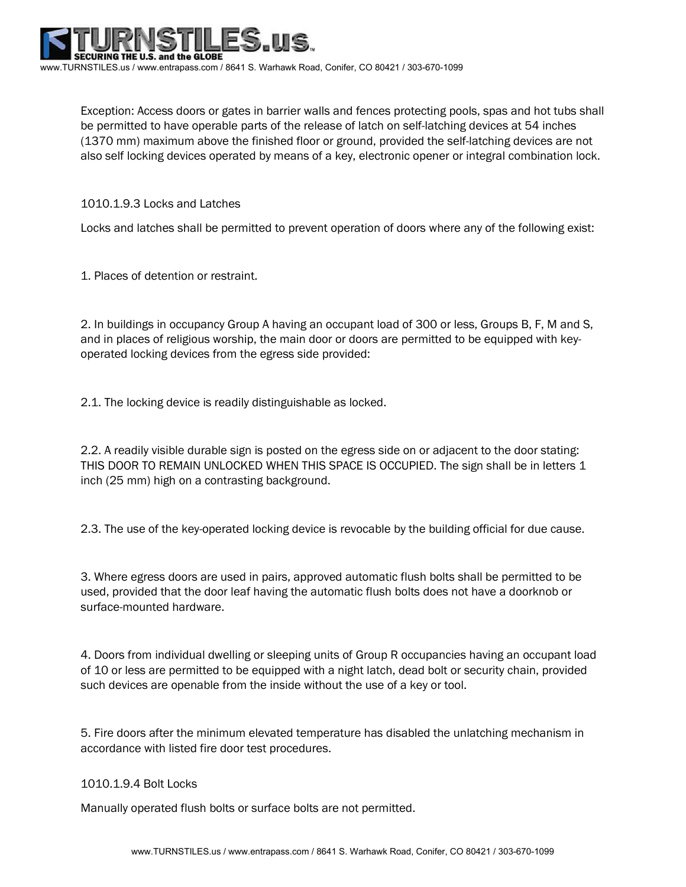Exception: Access doors or gates in barrier walls and fences protecting pools, spas and hot tubs shall be permitted to have operable parts of the release of latch on self-latching devices at 54 inches (1370 mm) maximum above the finished floor or ground, provided the self-latching devices are not also self locking devices operated by means of a key, electronic opener or integral combination lock.

### 1010.1.9.3 Locks and Latches

Locks and latches shall be permitted to prevent operation of doors where any of the following exist:

1. Places of detention or restraint.

2. In buildings in occupancy Group A having an occupant load of 300 or less, Groups B, F, M and S, and in places of religious worship, the main door or doors are permitted to be equipped with key-operated locking devices from the egress side provided:

2.1. The locking device is readily distinguishable as locked.

2.2. A readily visible durable sign is posted on the egress side on or adjacent to the door stating: THIS DOOR TO REMAIN UNLOCKED WHEN THIS SPACE IS OCCUPIED. The sign shall be in letters 1 inch (25 mm) high on a contrasting background.

2.3. The use of the key-operated locking device is revocable by the building official for due cause.

3. Where egress doors are used in pairs, approved automatic flush bolts shall be permitted to be used, provided that the door leaf having the automatic flush bolts does not have a doorknob or surface-mounted hardware.

4. Doors from individual dwelling or sleeping units of Group R occupancies having an occupant load of 10 or less are permitted to be equipped with a night latch, dead bolt or security chain, provided such devices are openable from the inside without the use of a key or tool.

5. Fire doors after the minimum elevated temperature has disabled the unlatching mechanism in accordance with listed fire door test procedures.

### 1010.1.9.4 Bolt Locks

Manually operated flush bolts or surface bolts are not permitted.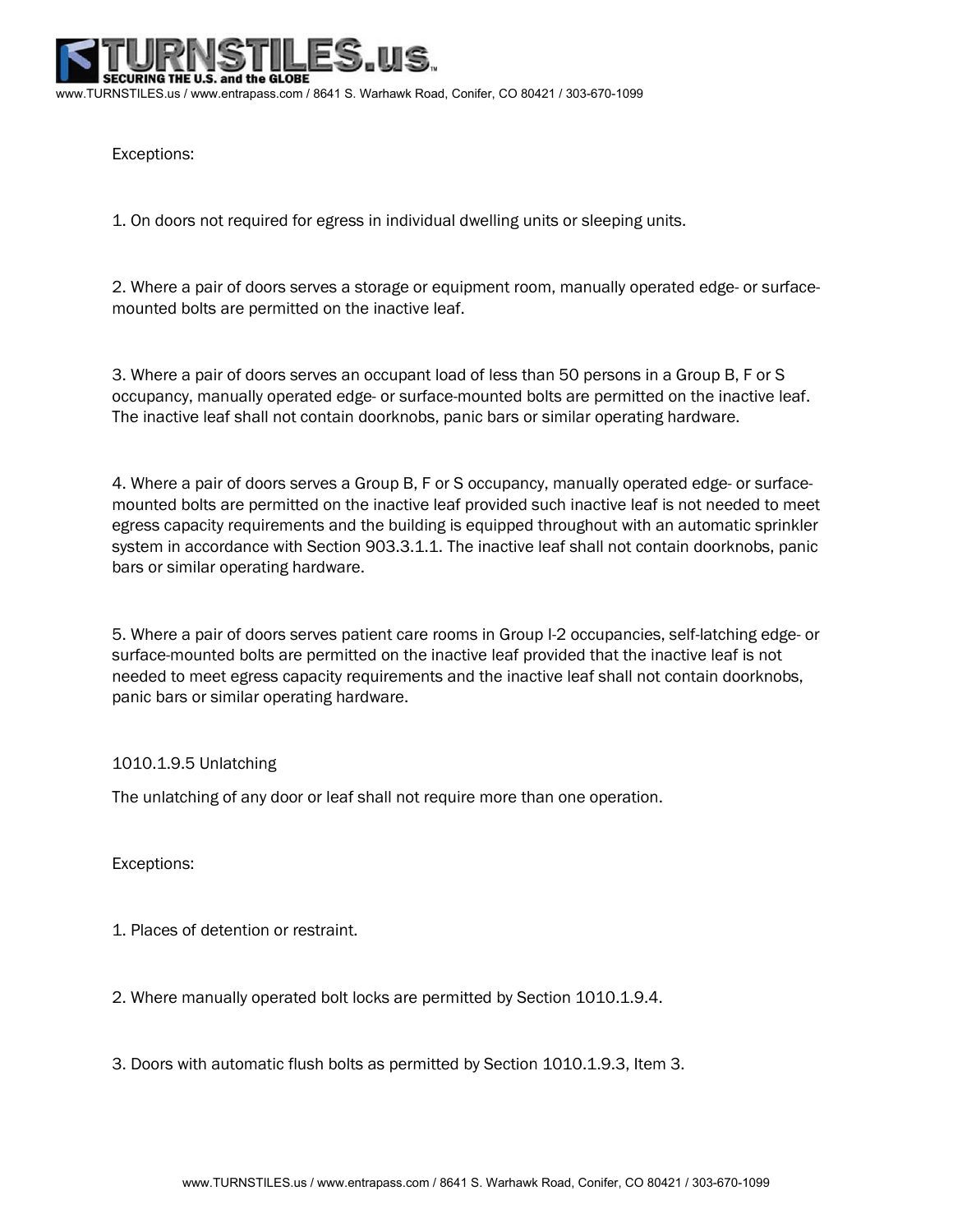Exceptions:

1. On doors not required for egress in individual dwelling units or sleeping units.

2. Where a pair of doors serves a storage or equipment room, manually operated edge- or surface-mounted bolts are permitted on the inactive leaf.

3. Where a pair of doors serves an occupant load of less than 50 persons in a Group B, F or S occupancy, manually operated edge- or surface-mounted bolts are permitted on the inactive leaf. The inactive leaf shall not contain doorknobs, panic bars or similar operating hardware.

4. Where a pair of doors serves a Group B, F or S occupancy, manually operated edge- or surface-mounted bolts are permitted on the inactive leaf provided such inactive leaf is not needed to meet egress capacity requirements and the building is equipped throughout with an automatic sprinkler system in accordance with Section 903.3.1.1. The inactive leaf shall not contain doorknobs, panic bars or similar operating hardware.

5. Where a pair of doors serves patient care rooms in Group I-2 occupancies, self-latching edge- or surface-mounted bolts are permitted on the inactive leaf provided that the inactive leaf is not needed to meet egress capacity requirements and the inactive leaf shall not contain doorknobs, panic bars or similar operating hardware.

1010.1.9.5 Unlatching

The unlatching of any door or leaf shall not require more than one operation.

Exceptions:

1. Places of detention or restraint.

2. Where manually operated bolt locks are permitted by Section 1010.1.9.4.

3. Doors with automatic flush bolts as permitted by Section 1010.1.9.3, Item 3.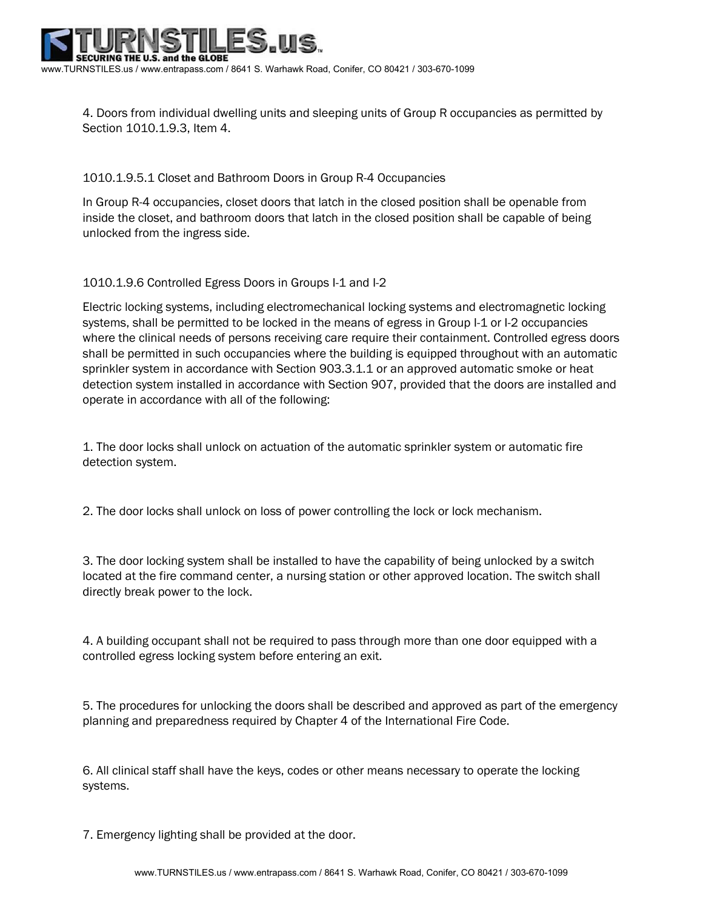4. Doors from individual dwelling units and sleeping units of Group R occupancies as permitted by Section 1010.1.9.3, Item 4.

1010.1.9.5.1 Closet and Bathroom Doors in Group R-4 Occupancies

In Group R-4 occupancies, closet doors that latch in the closed position shall be openable from inside the closet, and bathroom doors that latch in the closed position shall be capable of being unlocked from the ingress side.

1010.1.9.6 Controlled Egress Doors in Groups I-1 and I-2

Electric locking systems, including electromechanical locking systems and electromagnetic locking systems, shall be permitted to be locked in the means of egress in Group I-1 or I-2 occupancies where the clinical needs of persons receiving care require their containment. Controlled egress doors shall be permitted in such occupancies where the building is equipped throughout with an automatic sprinkler system in accordance with Section 903.3.1.1 or an approved automatic smoke or heat detection system installed in accordance with Section 907, provided that the doors are installed and operate in accordance with all of the following:

1. The door locks shall unlock on actuation of the automatic sprinkler system or automatic fire detection system.

2. The door locks shall unlock on loss of power controlling the lock or lock mechanism.

3. The door locking system shall be installed to have the capability of being unlocked by a switch located at the fire command center, a nursing station or other approved location. The switch shall directly break power to the lock.

4. A building occupant shall not be required to pass through more than one door equipped with a controlled egress locking system before entering an exit.

5. The procedures for unlocking the doors shall be described and approved as part of the emergency planning and preparedness required by Chapter 4 of the International Fire Code.

6. All clinical staff shall have the keys, codes or other means necessary to operate the locking systems.

7. Emergency lighting shall be provided at the door.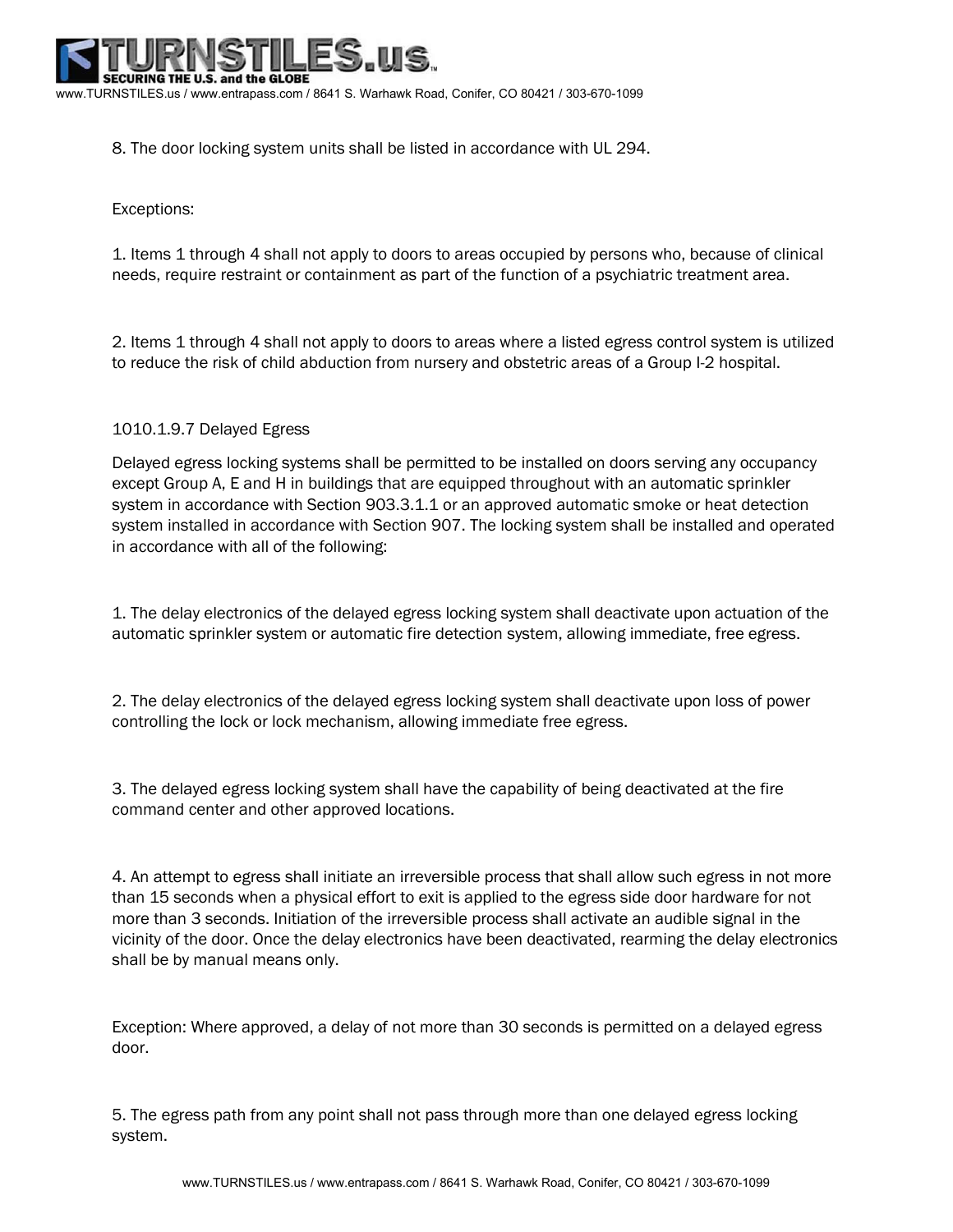8. The door locking system units shall be listed in accordance with UL 294.

Exceptions:

1. Items 1 through 4 shall not apply to doors to areas occupied by persons who, because of clinical needs, require restraint or containment as part of the function of a psychiatric treatment area.

2. Items 1 through 4 shall not apply to doors to areas where a listed egress control system is utilized to reduce the risk of child abduction from nursery and obstetric areas of a Group I-2 hospital.

1010.1.9.7 Delayed Egress

Delayed egress locking systems shall be permitted to be installed on doors serving any occupancy except Group A, E and H in buildings that are equipped throughout with an automatic sprinkler system in accordance with Section 903.3.1.1 or an approved automatic smoke or heat detection system installed in accordance with Section 907. The locking system shall be installed and operated in accordance with all of the following:

1. The delay electronics of the delayed egress locking system shall deactivate upon actuation of the automatic sprinkler system or automatic fire detection system, allowing immediate, free egress.

2. The delay electronics of the delayed egress locking system shall deactivate upon loss of power controlling the lock or lock mechanism, allowing immediate free egress.

3. The delayed egress locking system shall have the capability of being deactivated at the fire command center and other approved locations.

4. An attempt to egress shall initiate an irreversible process that shall allow such egress in not more than 15 seconds when a physical effort to exit is applied to the egress side door hardware for not more than 3 seconds. Initiation of the irreversible process shall activate an audible signal in the vicinity of the door. Once the delay electronics have been deactivated, rearming the delay electronics shall be by manual means only.

Exception: Where approved, a delay of not more than 30 seconds is permitted on a delayed egress door.

5. The egress path from any point shall not pass through more than one delayed egress locking system.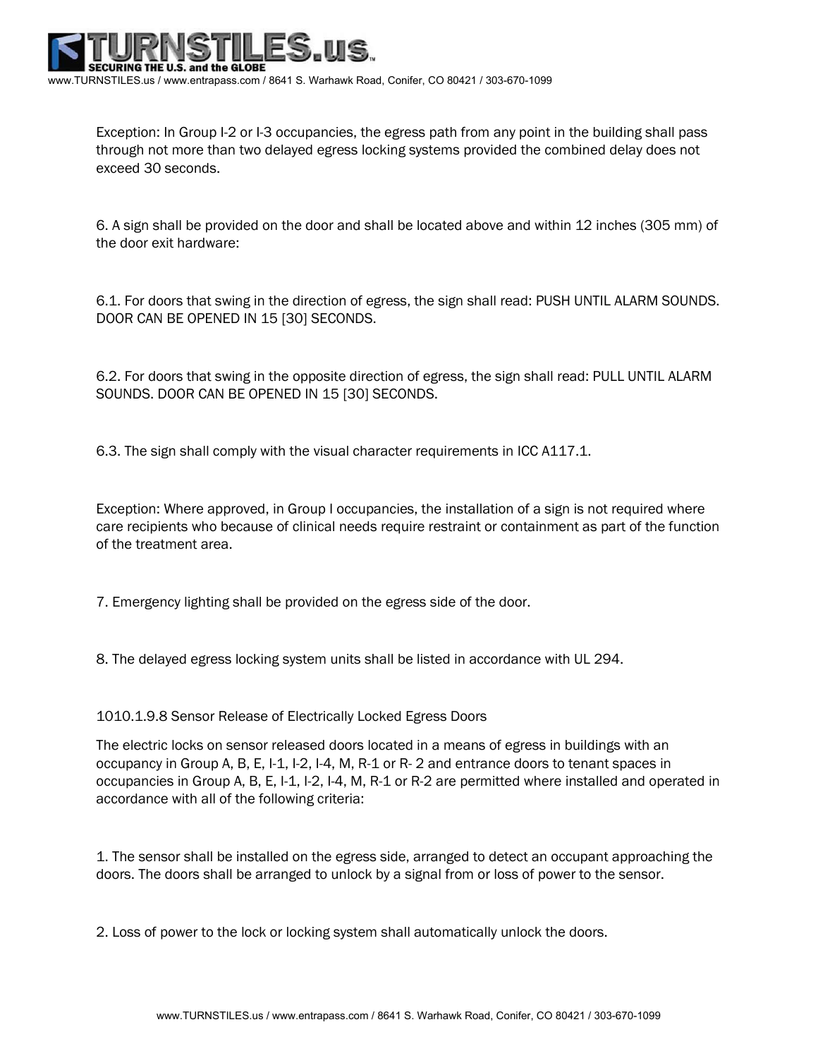Exception: In Group I-2 or I-3 occupancies, the egress path from any point in the building shall pass through not more than two delayed egress locking systems provided the combined delay does not exceed 30 seconds.

6. A sign shall be provided on the door and shall be located above and within 12 inches (305 mm) of the door exit hardware:

6.1. For doors that swing in the direction of egress, the sign shall read: PUSH UNTIL ALARM SOUNDS. DOOR CAN BE OPENED IN 15 [30] SECONDS.

6.2. For doors that swing in the opposite direction of egress, the sign shall read: PULL UNTIL ALARM SOUNDS. DOOR CAN BE OPENED IN 15 [30] SECONDS.

6.3. The sign shall comply with the visual character requirements in ICC A117.1.

Exception: Where approved, in Group I occupancies, the installation of a sign is not required where care recipients who because of clinical needs require restraint or containment as part of the function of the treatment area.

7. Emergency lighting shall be provided on the egress side of the door.

8. The delayed egress locking system units shall be listed in accordance with UL 294.

1010.1.9.8 Sensor Release of Electrically Locked Egress Doors

The electric locks on sensor released doors located in a means of egress in buildings with an occupancy in Group A, B, E, I-1, I-2, I-4, M, R-1 or R- 2 and entrance doors to tenant spaces in occupancies in Group A, B, E, I-1, I-2, I-4, M, R-1 or R-2 are permitted where installed and operated in accordance with all of the following criteria:

1. The sensor shall be installed on the egress side, arranged to detect an occupant approaching the doors. The doors shall be arranged to unlock by a signal from or loss of power to the sensor.

2. Loss of power to the lock or locking system shall automatically unlock the doors.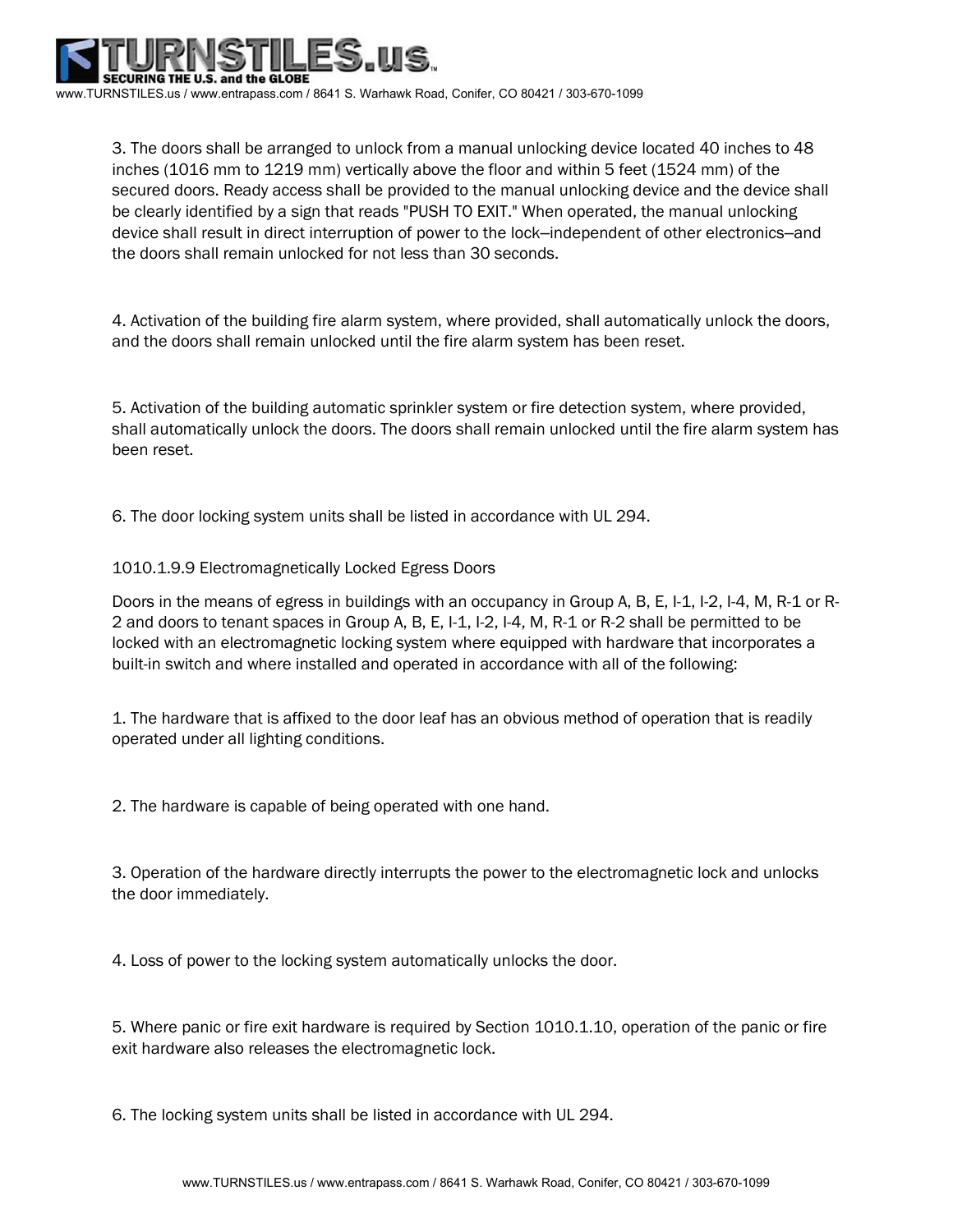3. The doors shall be arranged to unlock from a manual unlocking device located 40 inches to 48 inches (1016 mm to 1219 mm) vertically above the floor and within 5 feet (1524 mm) of the secured doors. Ready access shall be provided to the manual unlocking device and the device shall be clearly identified by a sign that reads "PUSH TO EXIT." When operated, the manual unlocking device shall result in direct interruption of power to the lock—independent of other electronics—and the doors shall remain unlocked for not less than 30 seconds.

4. Activation of the building fire alarm system, where provided, shall automatically unlock the doors, and the doors shall remain unlocked until the fire alarm system has been reset.

5. Activation of the building automatic sprinkler system or fire detection system, where provided, shall automatically unlock the doors. The doors shall remain unlocked until the fire alarm system has been reset.

6. The door locking system units shall be listed in accordance with UL 294.

1010.1.9.9 Electromagnetically Locked Egress Doors

Doors in the means of egress in buildings with an occupancy in Group A, B, E, I-1, I-2, I-4, M, R-1 or R-2 and doors to tenant spaces in Group A, B, E, I-1, I-2, I-4, M, R-1 or R-2 shall be permitted to be locked with an electromagnetic locking system where equipped with hardware that incorporates a built-in switch and where installed and operated in accordance with all of the following:

1. The hardware that is affixed to the door leaf has an obvious method of operation that is readily operated under all lighting conditions.

2. The hardware is capable of being operated with one hand.

3. Operation of the hardware directly interrupts the power to the electromagnetic lock and unlocks the door immediately.

4. Loss of power to the locking system automatically unlocks the door.

5. Where panic or fire exit hardware is required by Section 1010.1.10, operation of the panic or fire exit hardware also releases the electromagnetic lock.

6. The locking system units shall be listed in accordance with UL 294.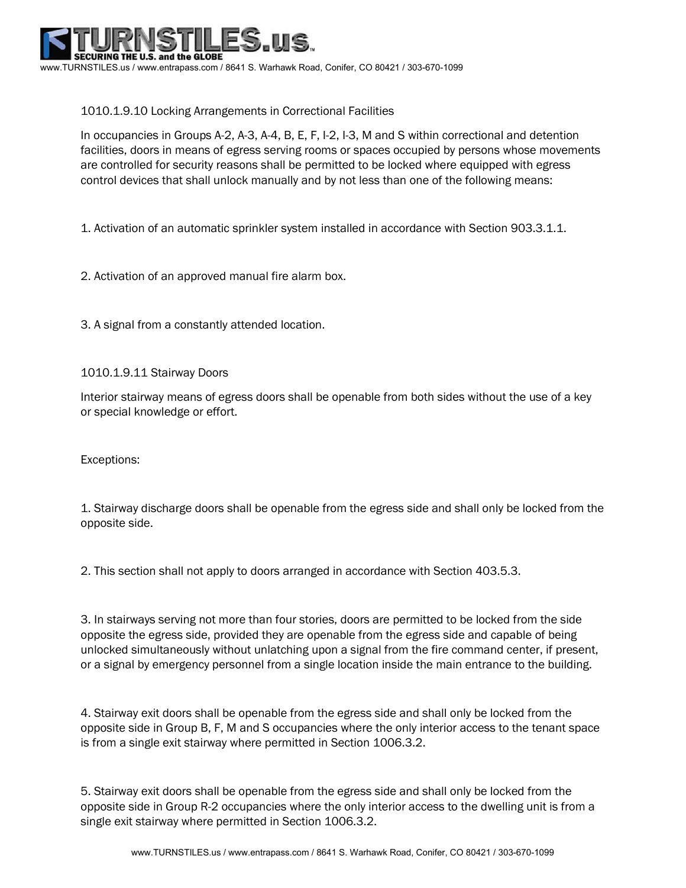### 1010.1.9.10 Locking Arrangements in Correctional Facilities

In occupancies in Groups A-2, A-3, A-4, B, E, F, I-2, I-3, M and S within correctional and detention facilities, doors in means of egress serving rooms or spaces occupied by persons whose movements are controlled for security reasons shall be permitted to be locked where equipped with egress control devices that shall unlock manually and by not less than one of the following means:

1. Activation of an automatic sprinkler system installed in accordance with Section 903.3.1.1.

2. Activation of an approved manual fire alarm box.

3. A signal from a constantly attended location.

### 1010.1.9.11 Stairway Doors

Interior stairway means of egress doors shall be openable from both sides without the use of a key or special knowledge or effort.

Exceptions:

1. Stairway discharge doors shall be openable from the egress side and shall only be locked from the opposite side.

2. This section shall not apply to doors arranged in accordance with Section 403.5.3.

3. In stairways serving not more than four stories, doors are permitted to be locked from the side opposite the egress side, provided they are openable from the egress side and capable of being unlocked simultaneously without unlatching upon a signal from the fire command center, if present, or a signal by emergency personnel from a single location inside the main entrance to the building.

4. Stairway exit doors shall be openable from the egress side and shall only be locked from the opposite side in Group B, F, M and S occupancies where the only interior access to the tenant space is from a single exit stairway where permitted in Section 1006.3.2.

5. Stairway exit doors shall be openable from the egress side and shall only be locked from the opposite side in Group R-2 occupancies where the only interior access to the dwelling unit is from a single exit stairway where permitted in Section 1006.3.2.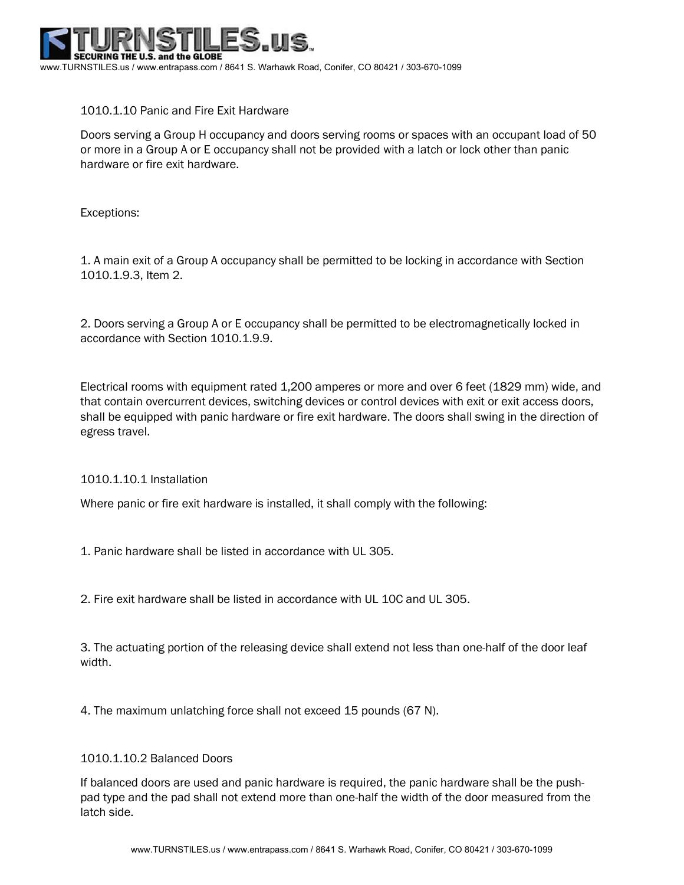### 1010.1.10 Panic and Fire Exit Hardware

Doors serving a Group H occupancy and doors serving rooms or spaces with an occupant load of 50 or more in a Group A or E occupancy shall not be provided with a latch or lock other than panic hardware or fire exit hardware.

Exceptions:

1. A main exit of a Group A occupancy shall be permitted to be locking in accordance with Section 1010.1.9.3, Item 2.

2. Doors serving a Group A or E occupancy shall be permitted to be electromagnetically locked in accordance with Section 1010.1.9.9.

Electrical rooms with equipment rated 1,200 amperes or more and over 6 feet (1829 mm) wide, and that contain overcurrent devices, switching devices or control devices with exit or exit access doors, shall be equipped with panic hardware or fire exit hardware. The doors shall swing in the direction of egress travel.

### 1010.1.10.1 Installation

Where panic or fire exit hardware is installed, it shall comply with the following:

1. Panic hardware shall be listed in accordance with UL 305.

2. Fire exit hardware shall be listed in accordance with UL 10C and UL 305.

3. The actuating portion of the releasing device shall extend not less than one-half of the door leaf width.

4. The maximum unlatching force shall not exceed 15 pounds (67 N).

### 1010.1.10.2 Balanced Doors

If balanced doors are used and panic hardware is required, the panic hardware shall be the push-pad type and the pad shall not extend more than one-half the width of the door measured from the latch side.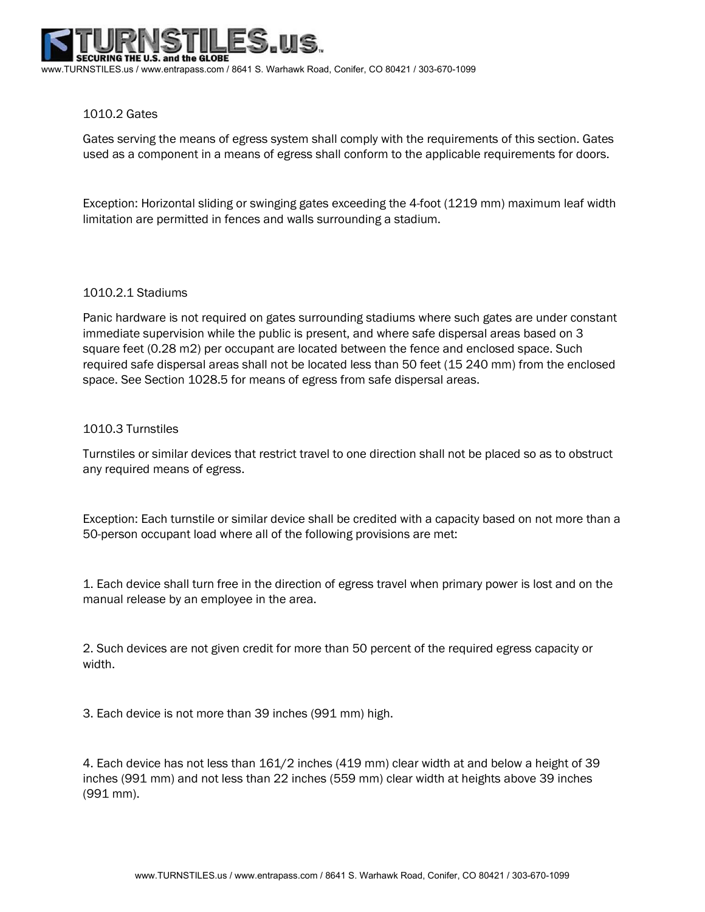### 1010.2 Gates

Gates serving the means of egress system shall comply with the requirements of this section. Gates used as a component in a means of egress shall conform to the applicable requirements for doors.

Exception: Horizontal sliding or swinging gates exceeding the 4-foot (1219 mm) maximum leaf width limitation are permitted in fences and walls surrounding a stadium.

### 1010.2.1 Stadiums

Panic hardware is not required on gates surrounding stadiums where such gates are under constant immediate supervision while the public is present, and where safe dispersal areas based on 3 square feet (0.28 m2) per occupant are located between the fence and enclosed space. Such required safe dispersal areas shall not be located less than 50 feet (15 240 mm) from the enclosed space. See Section 1028.5 for means of egress from safe dispersal areas.

### 1010.3 Turnstiles

Turnstiles or similar devices that restrict travel to one direction shall not be placed so as to obstruct any required means of egress.

Exception: Each turnstile or similar device shall be credited with a capacity based on not more than a 50-person occupant load where all of the following provisions are met:

1. Each device shall turn free in the direction of egress travel when primary power is lost and on the manual release by an employee in the area.

2. Such devices are not given credit for more than 50 percent of the required egress capacity or width.

3. Each device is not more than 39 inches (991 mm) high.

4. Each device has not less than 161/2 inches (419 mm) clear width at and below a height of 39 inches (991 mm) and not less than 22 inches (559 mm) clear width at heights above 39 inches (991 mm).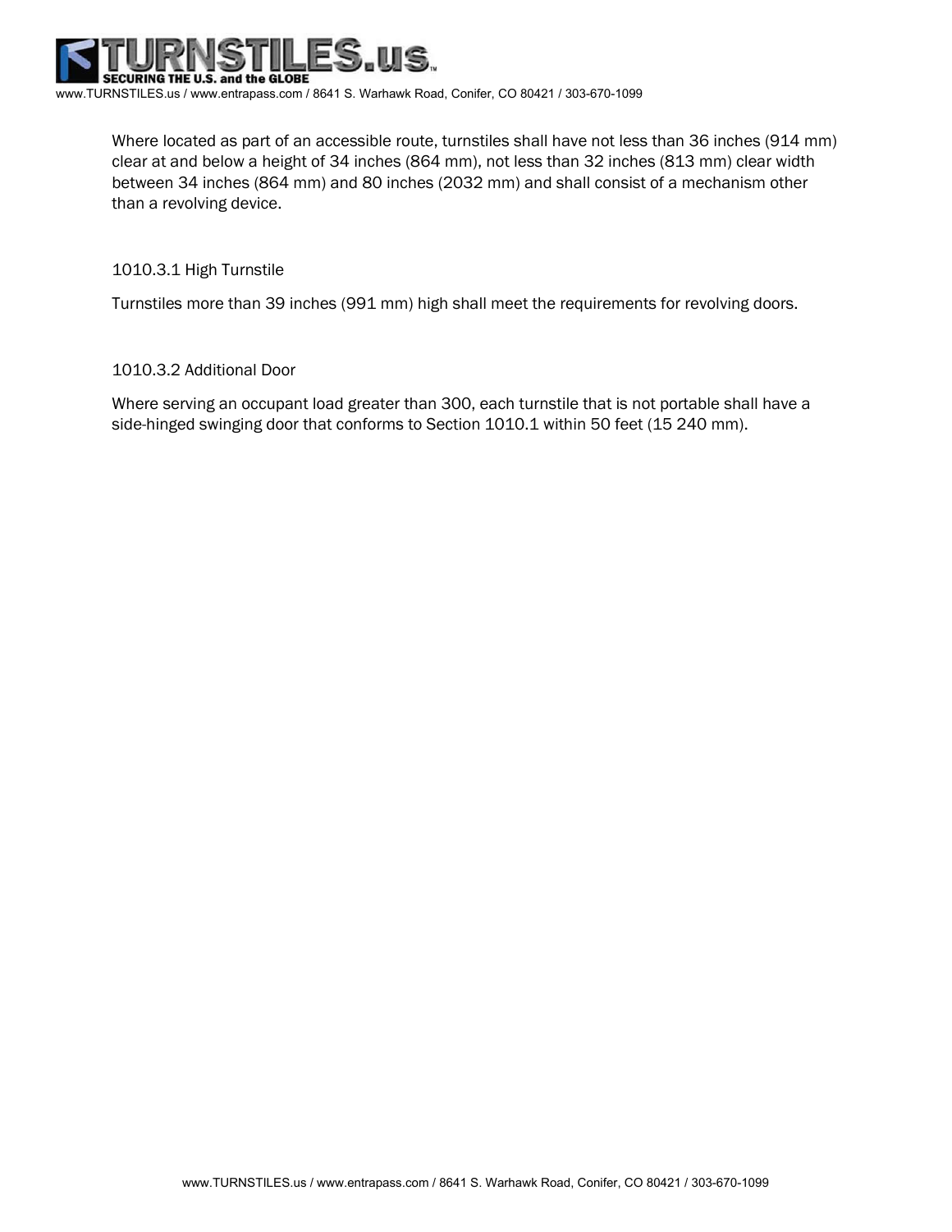Where located as part of an accessible route, turnstiles shall have not less than 36 inches (914 mm) clear at and below a height of 34 inches (864 mm), not less than 32 inches (813 mm) clear width between 34 inches (864 mm) and 80 inches (2032 mm) and shall consist of a mechanism other than a revolving device.

### 1010.3.1 High Turnstile

Turnstiles more than 39 inches (991 mm) high shall meet the requirements for revolving doors.

### 1010.3.2 Additional Door

Where serving an occupant load greater than 300, each turnstile that is not portable shall have a side-hinged swinging door that conforms to Section 1010.1 within 50 feet (15 240 mm).